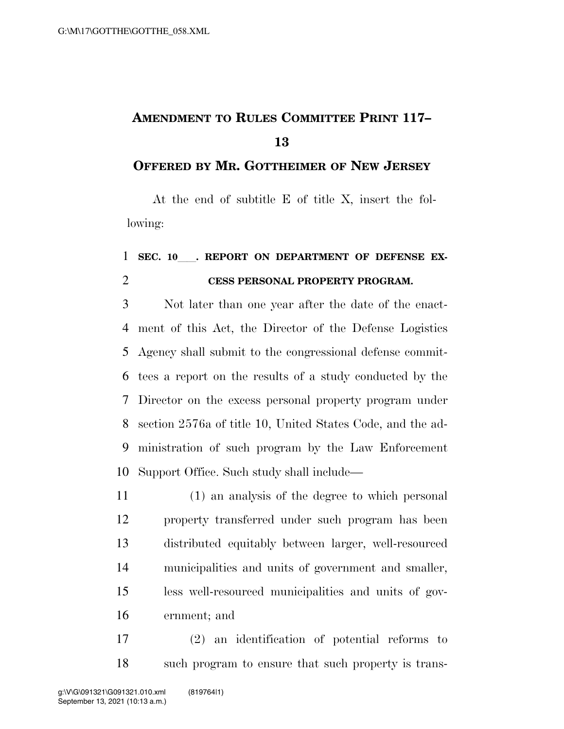# AMENDMENT TO RULES COMMITTEE PRINT 117–13

## OFFERED BY MR. GOTTHEIMER OF NEW JERSEY

At the end of subtitle E of title X, insert the following:

**SEC. 10___. REPORT ON DEPARTMENT OF DEFENSE EXCESS PERSONAL PROPERTY PROGRAM.**

Not later than one year after the date of the enactment of this Act, the Director of the Defense Logistics Agency shall submit to the congressional defense committees a report on the results of a study conducted by the Director on the excess personal property program under section 2576a of title 10, United States Code, and the administration of such program by the Law Enforcement Support Office. Such study shall include—

(1) an analysis of the degree to which personal property transferred under such program has been distributed equitably between larger, well-resourced municipalities and units of government and smaller, less well-resourced municipalities and units of government; and

(2) an identification of potential reforms to such program to ensure that such property is trans-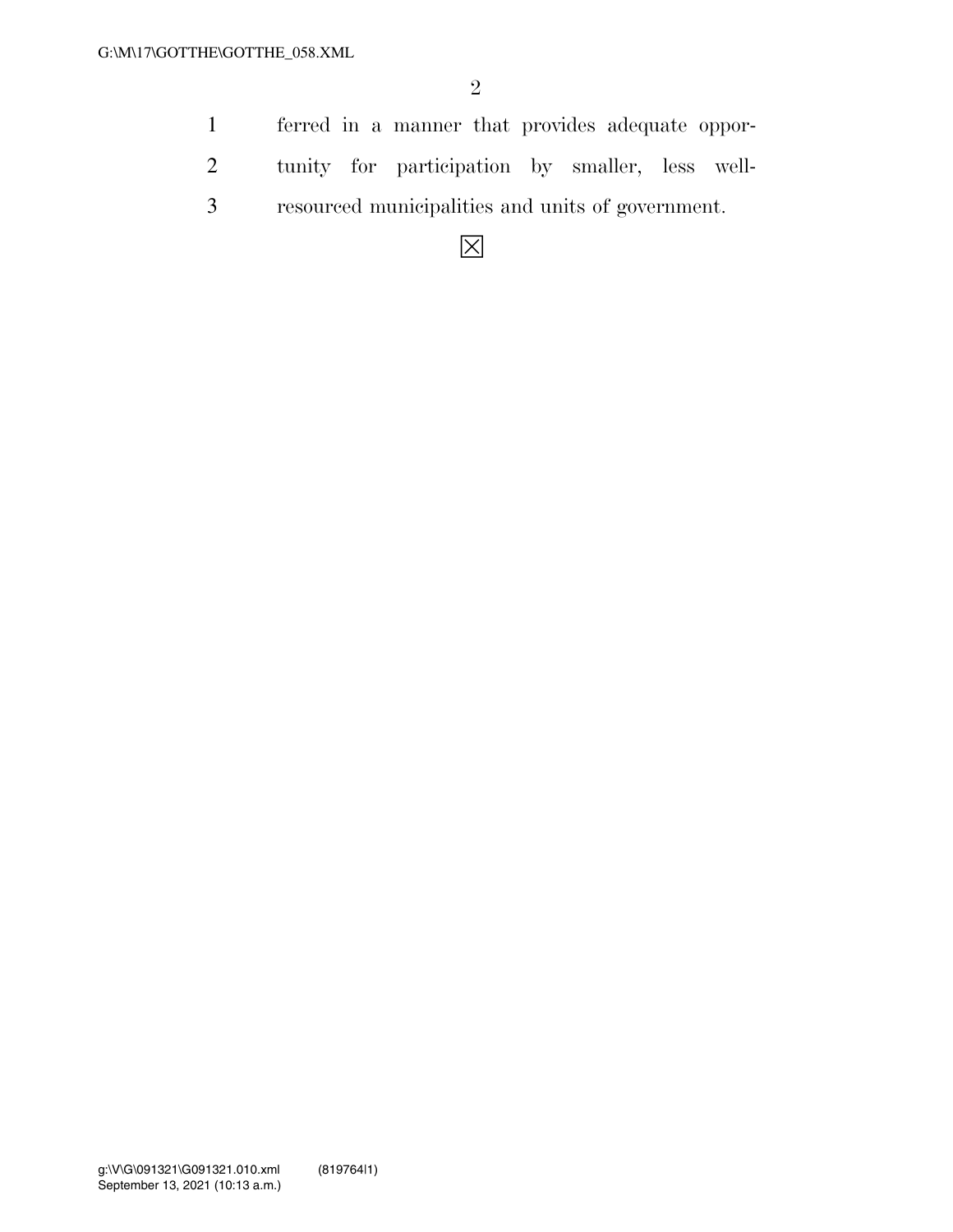ferred in a manner that provides adequate opportunity for participation by smaller, less well-resourced municipalities and units of government.